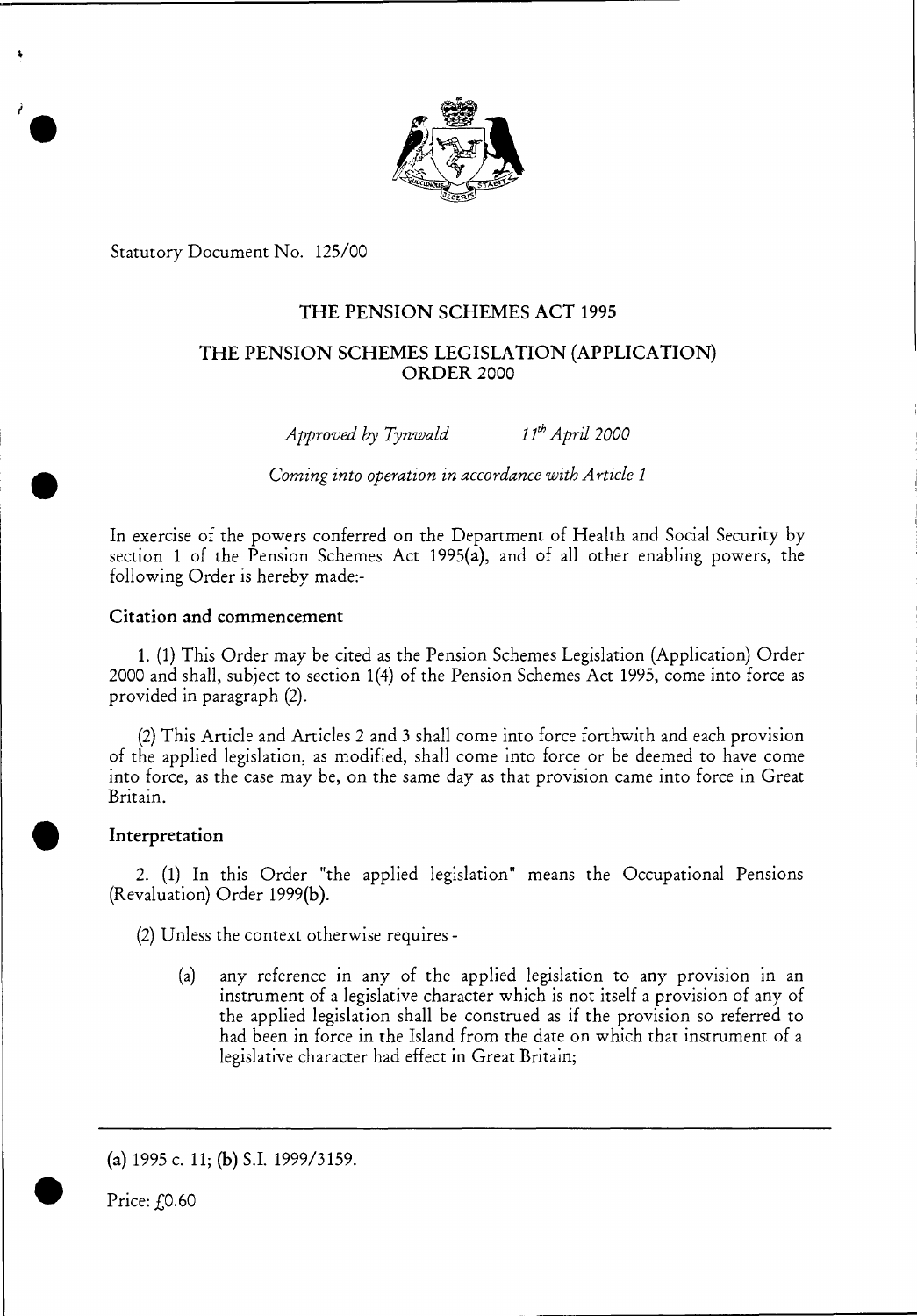Statutory Document No. 125/00

# THE PENSION SCHEMES ACT 1995

## THE PENSION SCHEMES LEGISLATION (APPLICATION) ORDER 2000

*Approved by Tynwald* *11th April 2000*

*Coming into operation in accordance with Article 1*

In exercise of the powers conferred on the Department of Health and Social Security by section 1 of the Pension Schemes Act 1995(**a**), and of all other enabling powers, the following Order is hereby made:-

### Citation and commencement

1. (1) This Order may be cited as the Pension Schemes Legislation (Application) Order 2000 and shall, subject to section 1(4) of the Pension Schemes Act 1995, come into force as provided in paragraph (2).

(2) This Article and Articles 2 and 3 shall come into force forthwith and each provision of the applied legislation, as modified, shall come into force or be deemed to have come into force, as the case may be, on the same day as that provision came into force in Great Britain.

### Interpretation

2. (1) In this Order "the applied legislation" means the Occupational Pensions (Revaluation) Order 1999(**b**).

(2) Unless the context otherwise requires -

(a) any reference in any of the applied legislation to any provision in an instrument of a legislative character which is not itself a provision of any of the applied legislation shall be construed as if the provision so referred to had been in force in the Island from the date on which that instrument of a legislative character had effect in Great Britain;

---

(**a**) 1995 c. 11; (**b**) S.I. 1999/3159.

Price: £0.60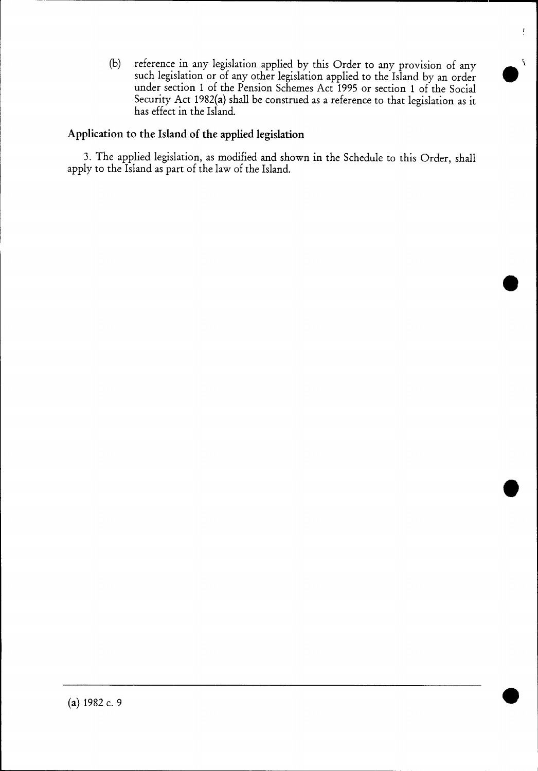(b) reference in any legislation applied by this Order to any provision of any such legislation or of any other legislation applied to the Island by an order under section 1 of the Pension Schemes Act 1995 or section 1 of the Social Security Act 1982(a) shall be construed as a reference to that legislation as it has effect in the Island.

## Application to the Island of the applied legislation

3. The applied legislation, as modified and shown in the Schedule to this Order, shall apply to the Island as part of the law of the Island.

---

(a) 1982 c. 9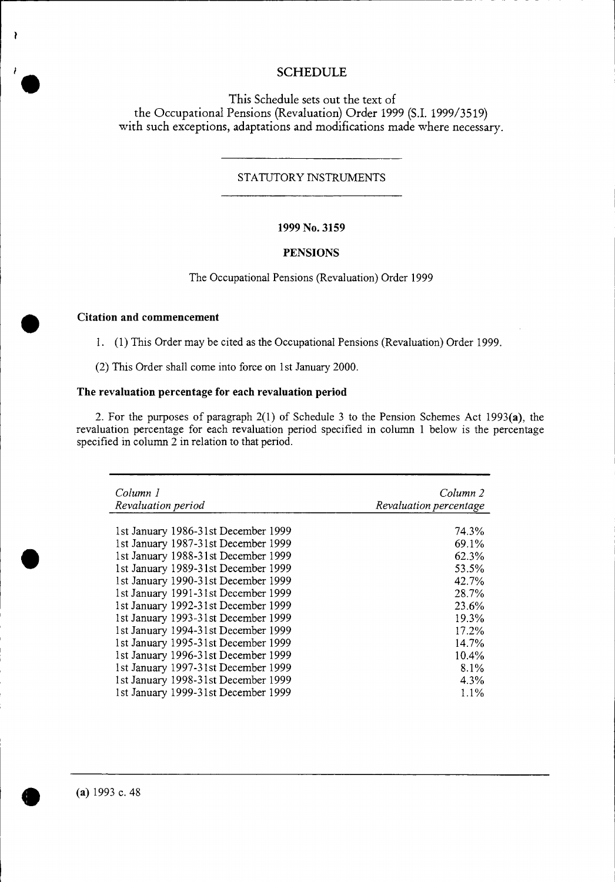# SCHEDULE

This Schedule sets out the text of the Occupational Pensions (Revaluation) Order 1999 (S.I. 1999/3519) with such exceptions, adaptations and modifications made where necessary.

STATUTORY INSTRUMENTS

**1999 No. 3159**

**PENSIONS**

The Occupational Pensions (Revaluation) Order 1999

### Citation and commencement

1. (1) This Order may be cited as the Occupational Pensions (Revaluation) Order 1999.

(2) This Order shall come into force on 1st January 2000.

### The revaluation percentage for each revaluation period

2. For the purposes of paragraph 2(1) of Schedule 3 to the Pension Schemes Act 1993**(a)**, the revaluation percentage for each revaluation period specified in column 1 below is the percentage specified in column 2 in relation to that period.

| *Column 1* *Revaluation period* | *Column 2* *Revaluation percentage* |
|---|---|
| 1st January 1986-31st December 1999 | 74.3% |
| 1st January 1987-31st December 1999 | 69.1% |
| 1st January 1988-31st December 1999 | 62.3% |
| 1st January 1989-31st December 1999 | 53.5% |
| 1st January 1990-31st December 1999 | 42.7% |
| 1st January 1991-31st December 1999 | 28.7% |
| 1st January 1992-31st December 1999 | 23.6% |
| 1st January 1993-31st December 1999 | 19.3% |
| 1st January 1994-31st December 1999 | 17.2% |
| 1st January 1995-31st December 1999 | 14.7% |
| 1st January 1996-31st December 1999 | 10.4% |
| 1st January 1997-31st December 1999 | 8.1% |
| 1st January 1998-31st December 1999 | 4.3% |
| 1st January 1999-31st December 1999 | 1.1% |

**(a)** 1993 c. 48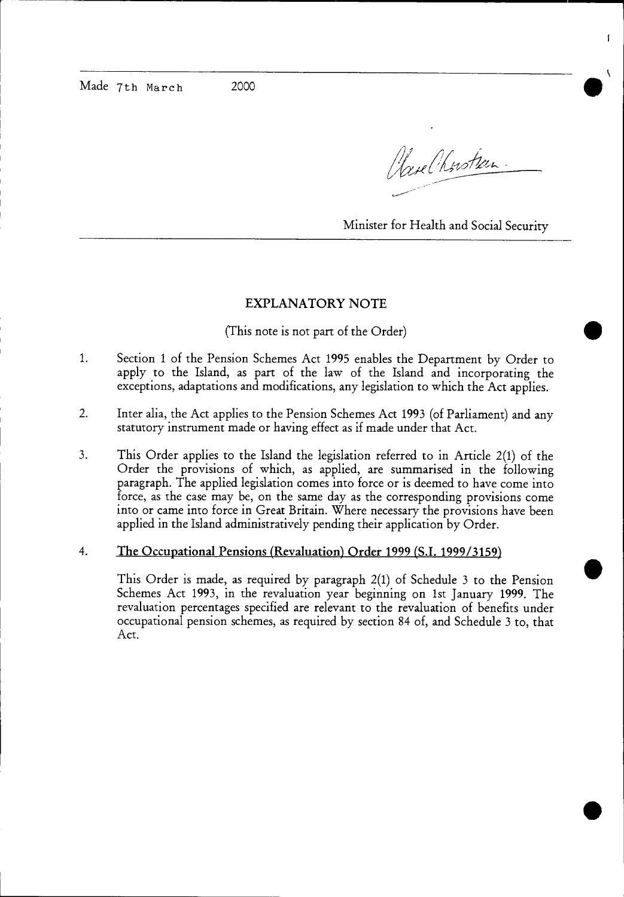Made 7th March 2000

Clare Christian

Minister for Health and Social Security

## EXPLANATORY NOTE

(This note is not part of the Order)

1. Section 1 of the Pension Schemes Act 1995 enables the Department by Order to apply to the Island, as part of the law of the Island and incorporating the exceptions, adaptations and modifications, any legislation to which the Act applies.

2. Inter alia, the Act applies to the Pension Schemes Act 1993 (of Parliament) and any statutory instrument made or having effect as if made under that Act.

3. This Order applies to the Island the legislation referred to in Article 2(1) of the Order the provisions of which, as applied, are summarised in the following paragraph. The applied legislation comes into force or is deemed to have come into force, as the case may be, on the same day as the corresponding provisions come into or came into force in Great Britain. Where necessary the provisions have been applied in the Island administratively pending their application by Order.

4. **The Occupational Pensions (Revaluation) Order 1999 (S.I. 1999/3159)**

   This Order is made, as required by paragraph 2(1) of Schedule 3 to the Pension Schemes Act 1993, in the revaluation year beginning on 1st January 1999. The revaluation percentages specified are relevant to the revaluation of benefits under occupational pension schemes, as required by section 84 of, and Schedule 3 to, that Act.